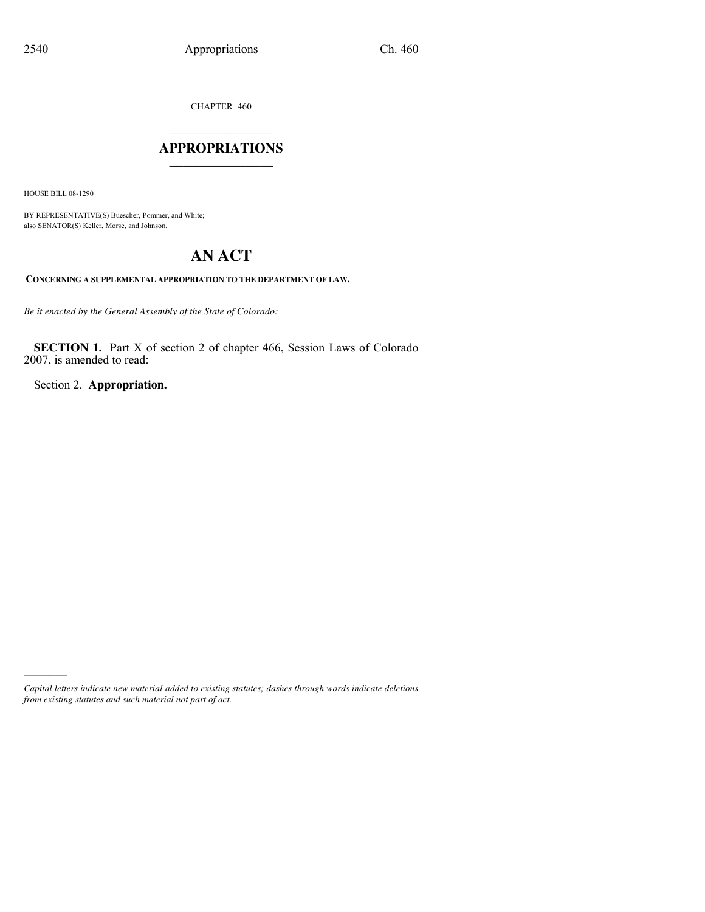CHAPTER 460

# APPROPRIATIONS

HOUSE BILL 08-1290

BY REPRESENTATIVE(S) Buescher, Pommer, and White;
also SENATOR(S) Keller, Morse, and Johnson.

# AN ACT

**CONCERNING A SUPPLEMENTAL APPROPRIATION TO THE DEPARTMENT OF LAW.**

*Be it enacted by the General Assembly of the State of Colorado:*

**SECTION 1.** Part X of section 2 of chapter 466, Session Laws of Colorado 2007, is amended to read:

Section 2. **Appropriation.**

---

*Capital letters indicate new material added to existing statutes; dashes through words indicate deletions from existing statutes and such material not part of act.*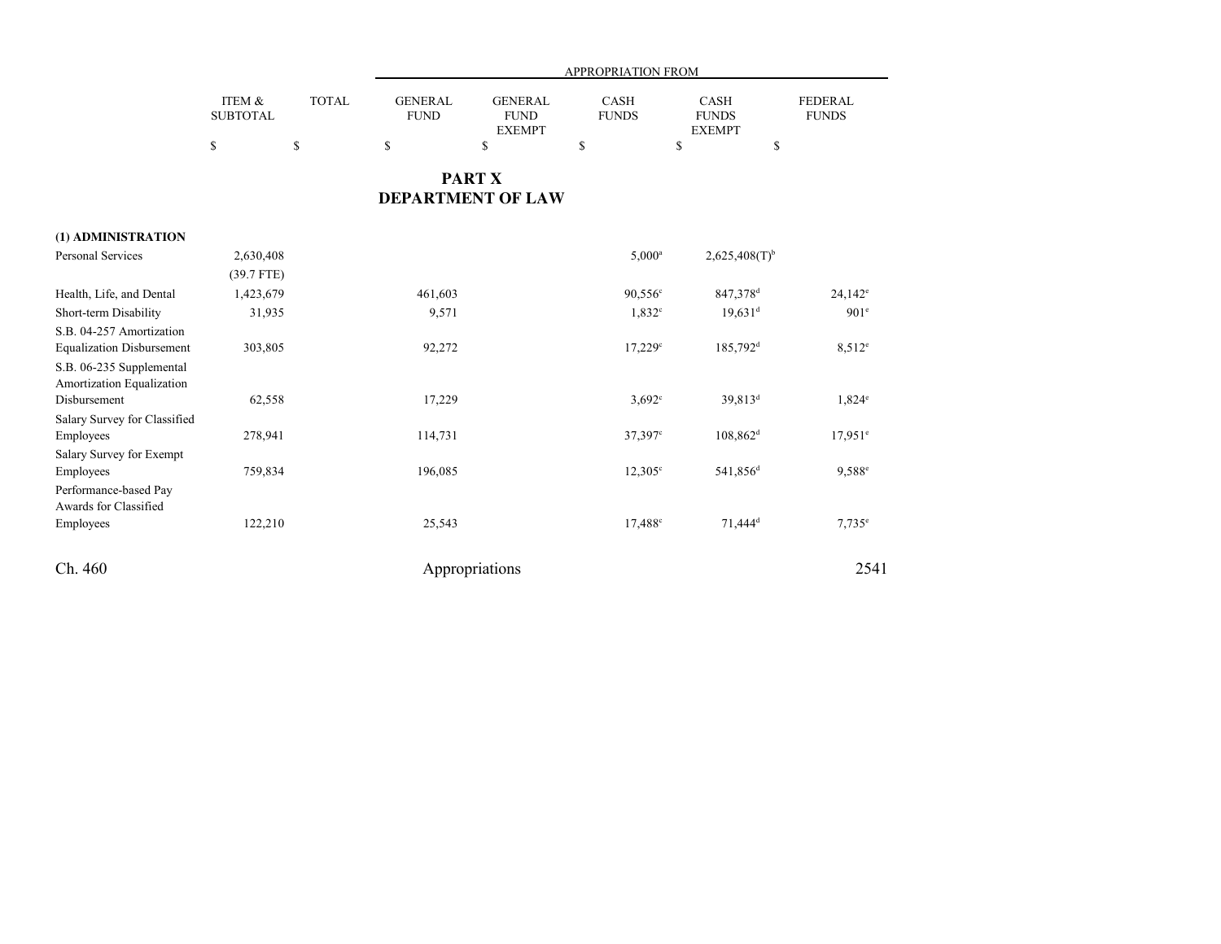| | ITEM & SUBTOTAL | TOTAL | APPROPRIATION FROM | | | | |
|---|---|---|---|---|---|---|---|
| | | | GENERAL FUND | GENERAL FUND EXEMPT | CASH FUNDS | CASH FUNDS EXEMPT | FEDERAL FUNDS |
| | $ | $ | $ | $ | $ | $ | $ |

# PART X
# DEPARTMENT OF LAW

| | ITEM & SUBTOTAL | TOTAL | GENERAL FUND | GENERAL FUND EXEMPT | CASH FUNDS | CASH FUNDS EXEMPT | FEDERAL FUNDS |
|---|---|---|---|---|---|---|---|
| **(1) ADMINISTRATION** | | | | | | | |
| Personal Services | 2,630,408 | | | | 5,000[a] | 2,625,408(T)[b] | |
| | (39.7 FTE) | | | | | | |
| Health, Life, and Dental | 1,423,679 | | 461,603 | | 90,556[c] | 847,378[d] | 24,142[e] |
| Short-term Disability | 31,935 | | 9,571 | | 1,832[c] | 19,631[d] | 901[e] |
| S.B. 04-257 Amortization Equalization Disbursement | 303,805 | | 92,272 | | 17,229[c] | 185,792[d] | 8,512[e] |
| S.B. 06-235 Supplemental Amortization Equalization Disbursement | 62,558 | | 17,229 | | 3,692[c] | 39,813[d] | 1,824[e] |
| Salary Survey for Classified Employees | 278,941 | | 114,731 | | 37,397[c] | 108,862[d] | 17,951[e] |
| Salary Survey for Exempt Employees | 759,834 | | 196,085 | | 12,305[c] | 541,856[d] | 9,588[e] |
| Performance-based Pay Awards for Classified Employees | 122,210 | | 25,543 | | 17,488[c] | 71,444[d] | 7,735[e] |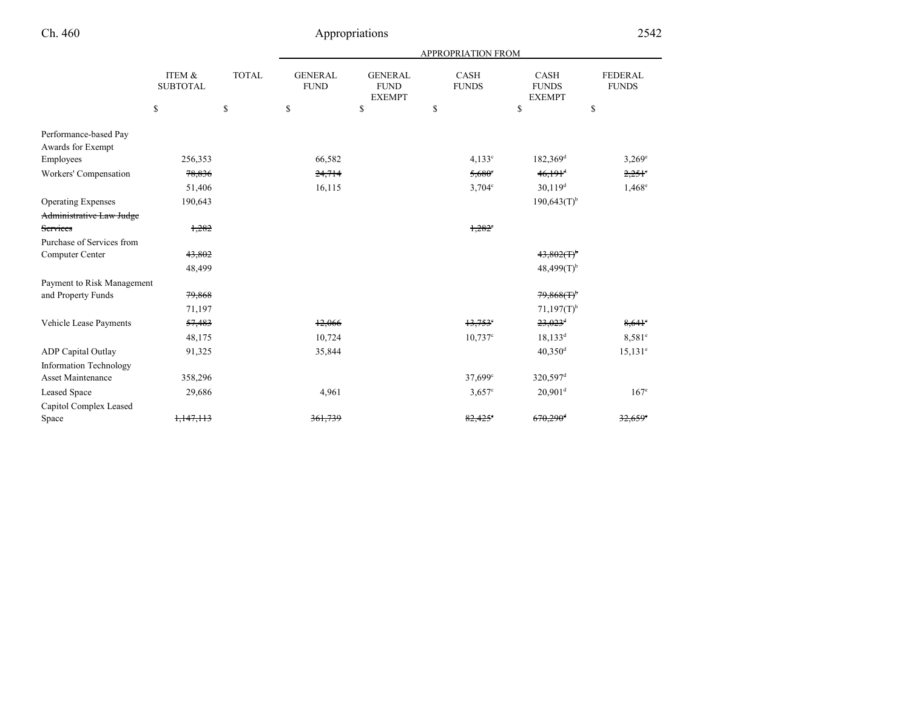| | ITEM & SUBTOTAL | TOTAL | APPROPRIATION FROM | | | | |
|---|---|---|---|---|---|---|---|
| | | | GENERAL FUND | GENERAL FUND EXEMPT | CASH FUNDS | CASH FUNDS EXEMPT | FEDERAL FUNDS |
| | $ | $ | $ | $ | $ | $ | $ |
| Performance-based Pay Awards for Exempt Employees | 256,353 | | 66,582 | | 4,133[c] | 182,369[d] | 3,269[e] |
| Workers' Compensation | ~~78,836~~ | | ~~24,714~~ | | ~~5,680[c]~~ | ~~46,191[d]~~ | ~~2,251[e]~~ |
| | 51,406 | | 16,115 | | 3,704[c] | 30,119[d] | 1,468[e] |
| Operating Expenses | 190,643 | | | | | 190,643(T)[b] | |
| ~~Administrative Law Judge Services~~ | ~~1,282~~ | | | | ~~1,282[c]~~ | | |
| Purchase of Services from Computer Center | ~~43,802~~ | | | | | ~~43,802(T)[b]~~ | |
| | 48,499 | | | | | 48,499(T)[b] | |
| Payment to Risk Management and Property Funds | ~~79,868~~ | | | | | ~~79,868(T)[b]~~ | |
| | 71,197 | | | | | 71,197(T)[b] | |
| Vehicle Lease Payments | ~~57,483~~ | | ~~12,066~~ | | ~~13,753[c]~~ | ~~23,023[d]~~ | ~~8,641[e]~~ |
| | 48,175 | | 10,724 | | 10,737[c] | 18,133[d] | 8,581[e] |
| ADP Capital Outlay | 91,325 | | 35,844 | | | 40,350[d] | 15,131[e] |
| Information Technology Asset Maintenance | 358,296 | | | | 37,699[c] | 320,597[d] | |
| Leased Space | 29,686 | | 4,961 | | 3,657[c] | 20,901[d] | 167[e] |
| Capitol Complex Leased Space | ~~1,147,113~~ | | ~~361,739~~ | | ~~82,425[c]~~ | ~~670,290[d]~~ | ~~32,659[e]~~ |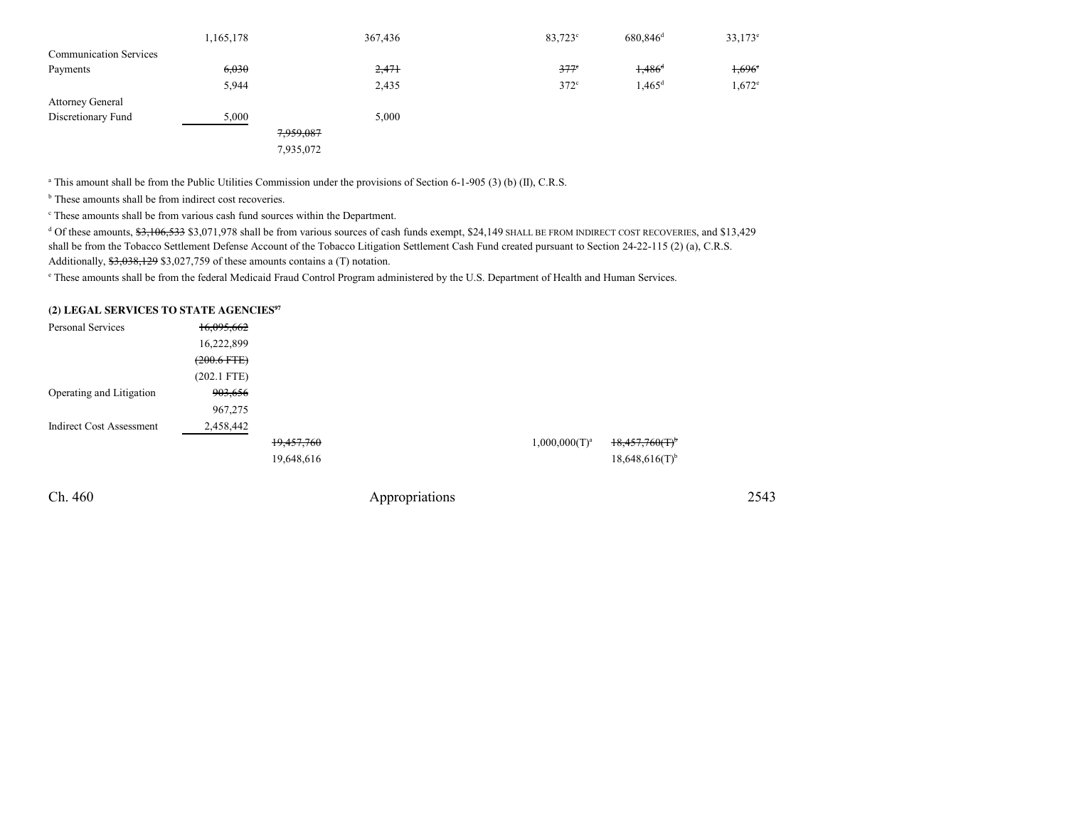| | | | | | | |
|---|---|---|---|---|---|---|
| | 1,165,178 | | 367,436 | 83,723[c] | 680,846[d] | 33,173[e] |
| Communication Services Payments | ~~6,030~~ | | ~~2,471~~ | ~~377~~[c] | ~~1,486~~[d] | ~~1,696~~[e] |
| | 5,944 | | 2,435 | 372[c] | 1,465[d] | 1,672[e] |
| Attorney General Discretionary Fund | 5,000 | | 5,000 | | | |
| | | ~~7,959,087~~ | | | | |
| | | 7,935,072 | | | | |

[a] This amount shall be from the Public Utilities Commission under the provisions of Section 6-1-905 (3) (b) (II), C.R.S.

[b] These amounts shall be from indirect cost recoveries.

[c] These amounts shall be from various cash fund sources within the Department.

[d] Of these amounts, ~~$3,106,533~~ $3,071,978 shall be from various sources of cash funds exempt, $24,149 SHALL BE FROM INDIRECT COST RECOVERIES, and $13,429 shall be from the Tobacco Settlement Defense Account of the Tobacco Litigation Settlement Cash Fund created pursuant to Section 24-22-115 (2) (a), C.R.S. Additionally, ~~$3,038,129~~ $3,027,759 of these amounts contains a (T) notation.

[e] These amounts shall be from the federal Medicaid Fraud Control Program administered by the U.S. Department of Health and Human Services.

**(2) LEGAL SERVICES TO STATE AGENCIES[97]**

| | | | | | | |
|---|---|---|---|---|---|---|
| Personal Services | ~~16,095,662~~ | | | | | |
| | 16,222,899 | | | | | |
| | ~~(200.6 FTE)~~ | | | | | |
| | (202.1 FTE) | | | | | |
| Operating and Litigation | ~~903,656~~ | | | | | |
| | 967,275 | | | | | |
| Indirect Cost Assessment | 2,458,442 | | | | | |
| | | ~~19,457,760~~ | | 1,000,000(T)[a] | ~~18,457,760(T)~~[b] | |
| | | 19,648,616 | | | 18,648,616(T)[b] | |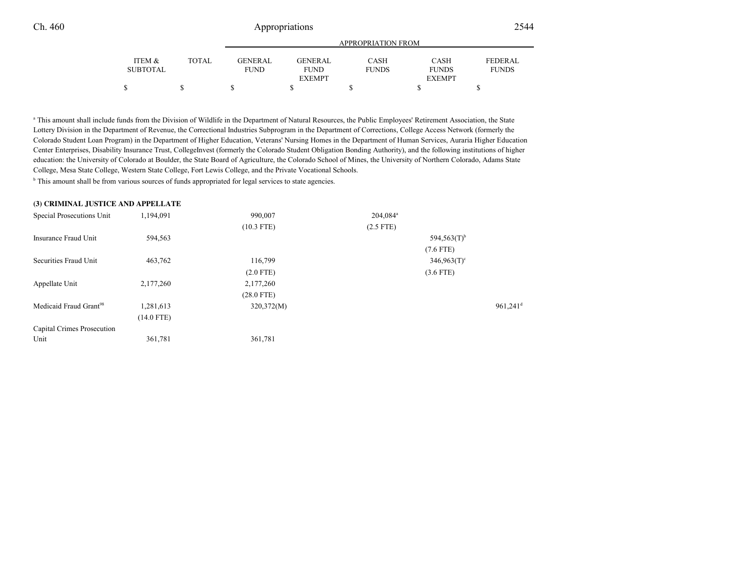| | ITEM & SUBTOTAL | TOTAL | GENERAL FUND | GENERAL FUND EXEMPT | CASH FUNDS | CASH FUNDS EXEMPT | FEDERAL FUNDS |
|---|---|---|---|---|---|---|---|
| | $ | $ | $ | $ | $ | $ | $ |

[a] This amount shall include funds from the Division of Wildlife in the Department of Natural Resources, the Public Employees' Retirement Association, the State Lottery Division in the Department of Revenue, the Correctional Industries Subprogram in the Department of Corrections, College Access Network (formerly the Colorado Student Loan Program) in the Department of Higher Education, Veterans' Nursing Homes in the Department of Human Services, Auraria Higher Education Center Enterprises, Disability Insurance Trust, CollegeInvest (formerly the Colorado Student Obligation Bonding Authority), and the following institutions of higher education: the University of Colorado at Boulder, the State Board of Agriculture, the Colorado School of Mines, the University of Northern Colorado, Adams State College, Mesa State College, Western State College, Fort Lewis College, and the Private Vocational Schools.

[b] This amount shall be from various sources of funds appropriated for legal services to state agencies.

**(3) CRIMINAL JUSTICE AND APPELLATE**

| | ITEM & SUBTOTAL | TOTAL | GENERAL FUND | GENERAL FUND EXEMPT | CASH FUNDS | CASH FUNDS EXEMPT | FEDERAL FUNDS |
|---|---|---|---|---|---|---|---|
| Special Prosecutions Unit | 1,194,091 | | 990,007 | | 204,084[a] | | |
| | | | (10.3 FTE) | | (2.5 FTE) | | |
| Insurance Fraud Unit | 594,563 | | | | | 594,563(T)[b] | |
| | | | | | | (7.6 FTE) | |
| Securities Fraud Unit | 463,762 | | 116,799 | | | 346,963(T)[c] | |
| | | | (2.0 FTE) | | | (3.6 FTE) | |
| Appellate Unit | 2,177,260 | | 2,177,260 | | | | |
| | | | (28.0 FTE) | | | | |
| Medicaid Fraud Grant[98] | 1,281,613 | | 320,372(M) | | | | 961,241[d] |
| | (14.0 FTE) | | | | | | |
| Capital Crimes Prosecution Unit | 361,781 | | 361,781 | | | | |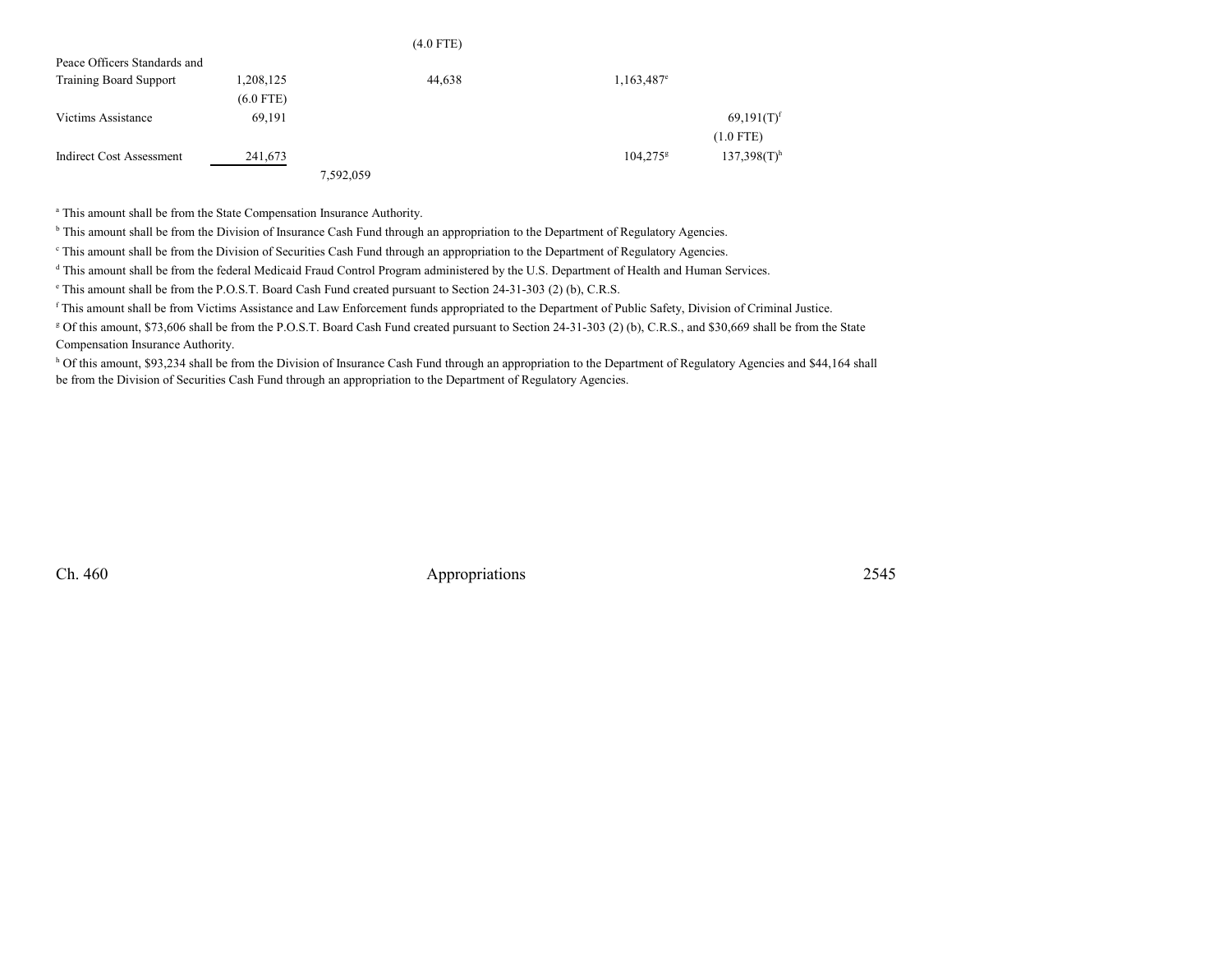| | | | | | |
|---|---|---|---|---|---|
| | | | (4.0 FTE) | | |
| Peace Officers Standards and Training Board Support | 1,208,125 | | 44,638 | 1,163,487[e] | |
| | (6.0 FTE) | | | | |
| Victims Assistance | 69,191 | | | | 69,191(T)[f] |
| | | | | | (1.0 FTE) |
| Indirect Cost Assessment | 241,673 | | | 104,275[g] | 137,398(T)[h] |
| | | 7,592,059 | | | |

[a] This amount shall be from the State Compensation Insurance Authority.

[b] This amount shall be from the Division of Insurance Cash Fund through an appropriation to the Department of Regulatory Agencies.

[c] This amount shall be from the Division of Securities Cash Fund through an appropriation to the Department of Regulatory Agencies.

[d] This amount shall be from the federal Medicaid Fraud Control Program administered by the U.S. Department of Health and Human Services.

[e] This amount shall be from the P.O.S.T. Board Cash Fund created pursuant to Section 24-31-303 (2) (b), C.R.S.

[f] This amount shall be from Victims Assistance and Law Enforcement funds appropriated to the Department of Public Safety, Division of Criminal Justice.

[g] Of this amount, $73,606 shall be from the P.O.S.T. Board Cash Fund created pursuant to Section 24-31-303 (2) (b), C.R.S., and $30,669 shall be from the State Compensation Insurance Authority.

[h] Of this amount, $93,234 shall be from the Division of Insurance Cash Fund through an appropriation to the Department of Regulatory Agencies and $44,164 shall be from the Division of Securities Cash Fund through an appropriation to the Department of Regulatory Agencies.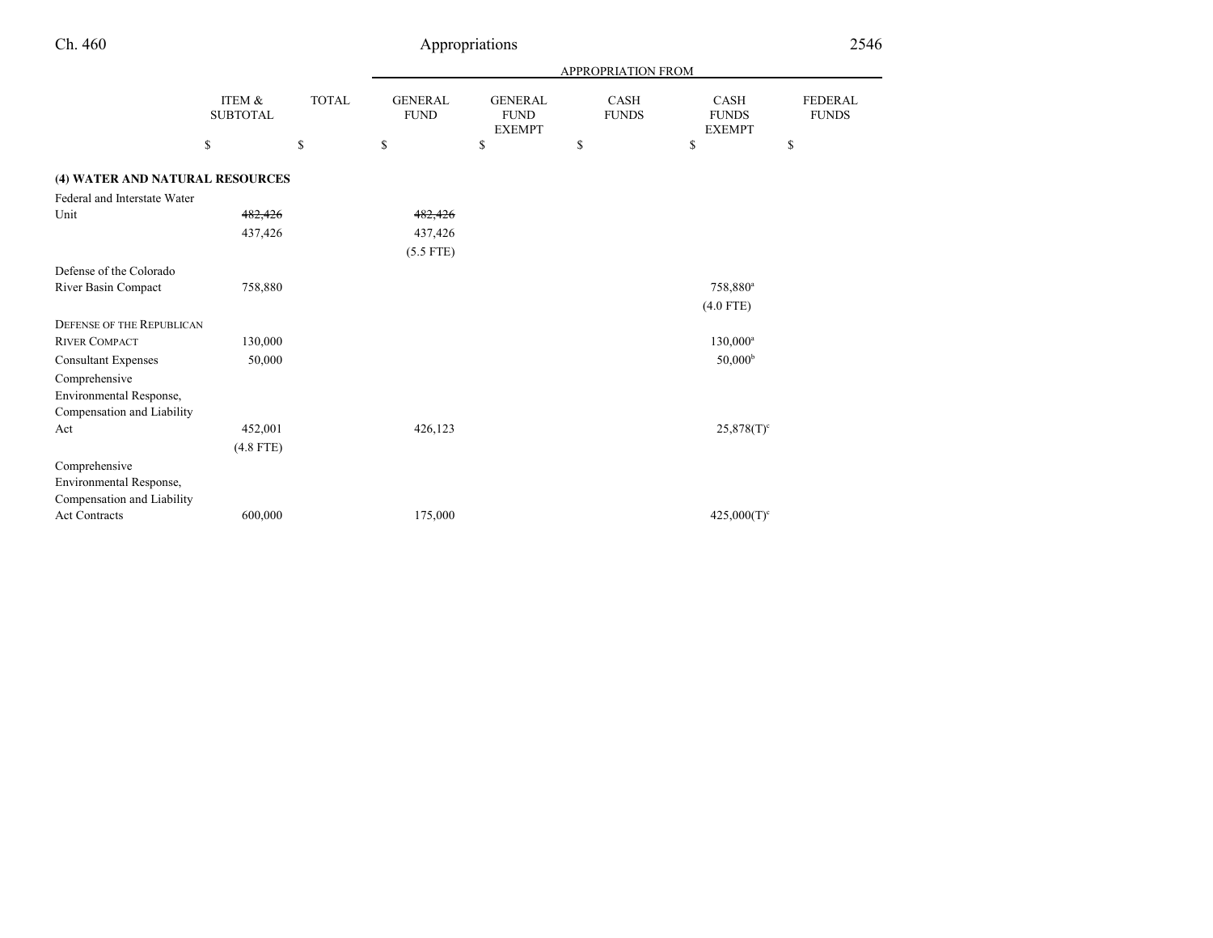| | ITEM & SUBTOTAL | TOTAL | APPROPRIATION FROM GENERAL FUND | GENERAL FUND EXEMPT | CASH FUNDS | CASH FUNDS EXEMPT | FEDERAL FUNDS |
|---|---|---|---|---|---|---|---|
| | $ | $ | $ | $ | $ | $ | $ |
| **(4) WATER AND NATURAL RESOURCES** | | | | | | | |
| Federal and Interstate Water Unit | ~~482,426~~ | | ~~482,426~~ | | | | |
| | 437,426 | | 437,426 | | | | |
| | | | (5.5 FTE) | | | | |
| Defense of the Colorado River Basin Compact | 758,880 | | | | | 758,880[a] | |
| | | | | | | (4.0 FTE) | |
| DEFENSE OF THE REPUBLICAN RIVER COMPACT | 130,000 | | | | | 130,000[a] | |
| Consultant Expenses | 50,000 | | | | | 50,000[b] | |
| Comprehensive Environmental Response, Compensation and Liability Act | 452,001 | | 426,123 | | | 25,878(T)[c] | |
| | (4.8 FTE) | | | | | | |
| Comprehensive Environmental Response, Compensation and Liability Act Contracts | 600,000 | | 175,000 | | | 425,000(T)[c] | |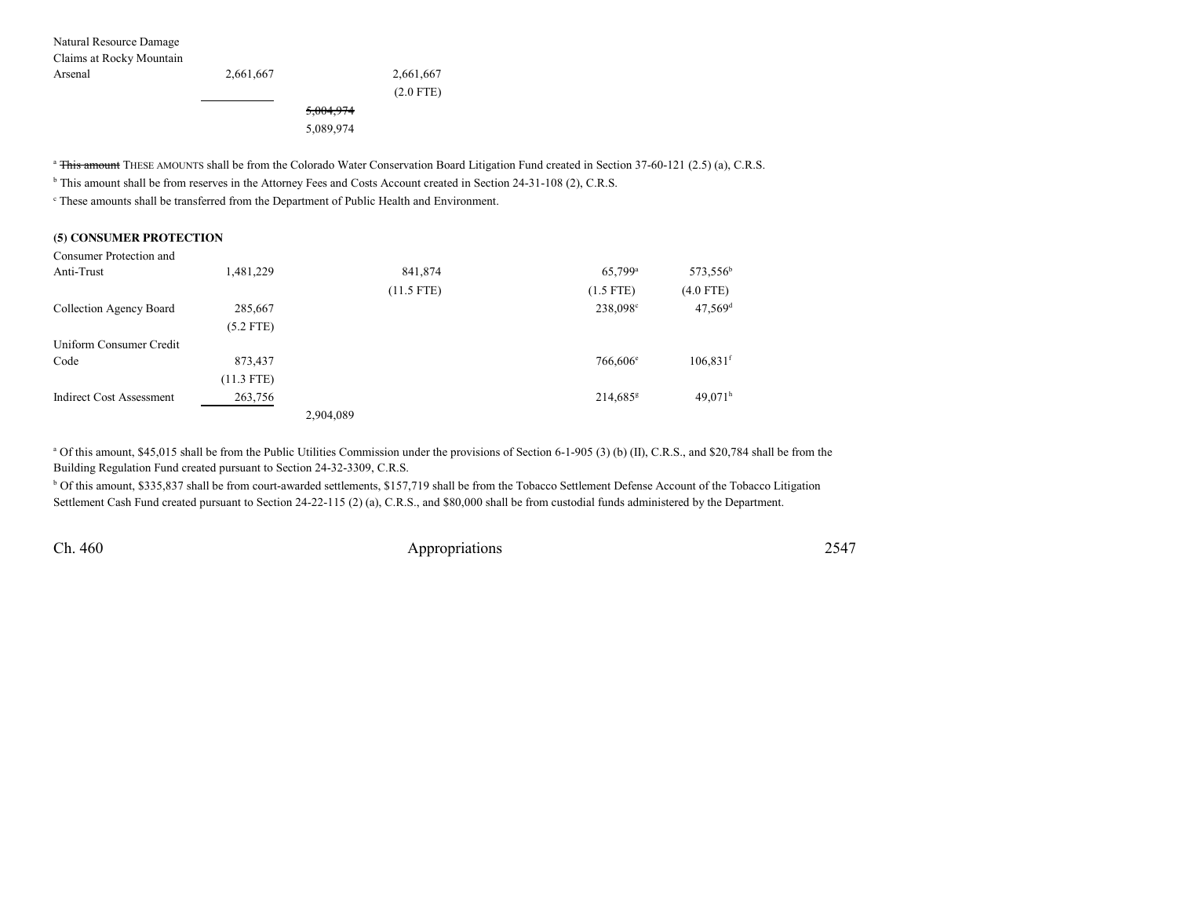| | | | | | |
|---|---|---|---|---|---|
| Natural Resource Damage Claims at Rocky Mountain Arsenal | 2,661,667 | | 2,661,667 (2.0 FTE) | | |
| | | ~~5,004,974~~ 5,089,974 | | | |

[a] ~~This amount~~ THESE AMOUNTS shall be from the Colorado Water Conservation Board Litigation Fund created in Section 37-60-121 (2.5) (a), C.R.S.

[b] This amount shall be from reserves in the Attorney Fees and Costs Account created in Section 24-31-108 (2), C.R.S.

[c] These amounts shall be transferred from the Department of Public Health and Environment.

**(5) CONSUMER PROTECTION**

| | | | | | | |
|---|---|---|---|---|---|---|
| Consumer Protection and Anti-Trust | 1,481,229 | | 841,874 (11.5 FTE) | | 65,799[a] (1.5 FTE) | 573,556[b] (4.0 FTE) |
| Collection Agency Board | 285,667 (5.2 FTE) | | | | 238,098[c] | 47,569[d] |
| Uniform Consumer Credit Code | 873,437 (11.3 FTE) | | | | 766,606[e] | 106,831[f] |
| Indirect Cost Assessment | 263,756 | | | | 214,685[g] | 49,071[h] |
| | | 2,904,089 | | | | |

[a] Of this amount, $45,015 shall be from the Public Utilities Commission under the provisions of Section 6-1-905 (3) (b) (II), C.R.S., and $20,784 shall be from the Building Regulation Fund created pursuant to Section 24-32-3309, C.R.S.

[b] Of this amount, $335,837 shall be from court-awarded settlements, $157,719 shall be from the Tobacco Settlement Defense Account of the Tobacco Litigation Settlement Cash Fund created pursuant to Section 24-22-115 (2) (a), C.R.S., and $80,000 shall be from custodial funds administered by the Department.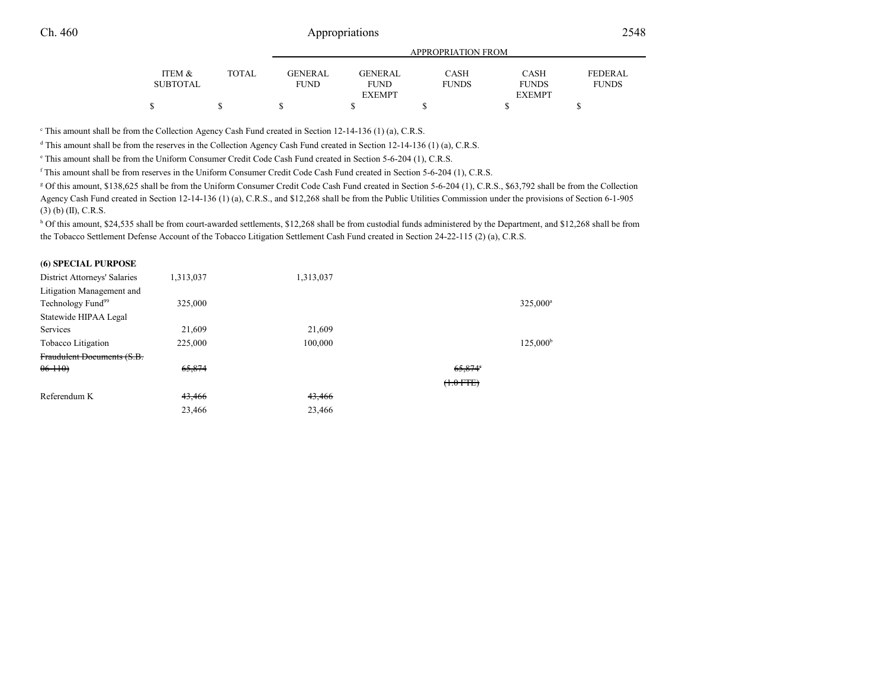| | ITEM & SUBTOTAL | TOTAL | GENERAL FUND | GENERAL FUND EXEMPT | CASH FUNDS | CASH FUNDS EXEMPT | FEDERAL FUNDS |
|---|---|---|---|---|---|---|---|
| | $ | $ | $ | $ | $ | $ | $ |

[c] This amount shall be from the Collection Agency Cash Fund created in Section 12-14-136 (1) (a), C.R.S.

[d] This amount shall be from the reserves in the Collection Agency Cash Fund created in Section 12-14-136 (1) (a), C.R.S.

[e] This amount shall be from the Uniform Consumer Credit Code Cash Fund created in Section 5-6-204 (1), C.R.S.

[f] This amount shall be from reserves in the Uniform Consumer Credit Code Cash Fund created in Section 5-6-204 (1), C.R.S.

[g] Of this amount, $138,625 shall be from the Uniform Consumer Credit Code Cash Fund created in Section 5-6-204 (1), C.R.S., $63,792 shall be from the Collection Agency Cash Fund created in Section 12-14-136 (1) (a), C.R.S., and $12,268 shall be from the Public Utilities Commission under the provisions of Section 6-1-905 (3) (b) (II), C.R.S.

[h] Of this amount, $24,535 shall be from court-awarded settlements, $12,268 shall be from custodial funds administered by the Department, and $12,268 shall be from the Tobacco Settlement Defense Account of the Tobacco Litigation Settlement Cash Fund created in Section 24-22-115 (2) (a), C.R.S.

**(6) SPECIAL PURPOSE**

| | ITEM & SUBTOTAL | TOTAL | GENERAL FUND | GENERAL FUND EXEMPT | CASH FUNDS | CASH FUNDS EXEMPT | FEDERAL FUNDS |
|---|---|---|---|---|---|---|---|
| District Attorneys' Salaries | 1,313,037 | | 1,313,037 | | | | |
| Litigation Management and Technology Fund[99] | 325,000 | | | | | 325,000[a] | |
| Statewide HIPAA Legal Services | 21,609 | | 21,609 | | | | |
| Tobacco Litigation | 225,000 | | 100,000 | | | 125,000[b] | |
| ~~Fraudulent Documents (S.B. 06-110)~~ | ~~65,874~~ | | | | ~~65,874~~[c] | | |
| | | | | | ~~(1.0 FTE)~~ | | |
| Referendum K | ~~43,466~~ | | ~~43,466~~ | | | | |
| | 23,466 | | 23,466 | | | | |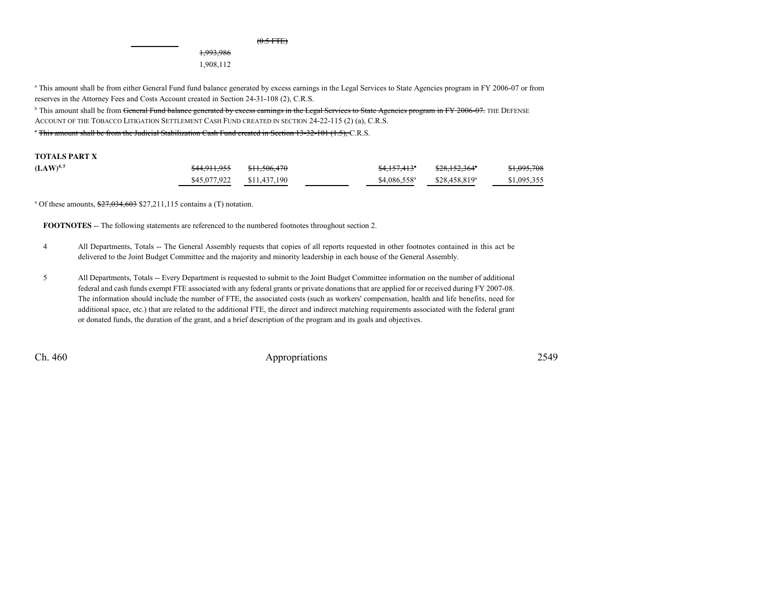| | | | | | | |
|---|---|---|---|---|---|---|
| | | | ~~(0.5 FTE)~~ | | | |
| | ~~1,993,986~~ | | | | | |
| | 1,908,112 | | | | | |

[a] This amount shall be from either General Fund fund balance generated by excess earnings in the Legal Services to State Agencies program in FY 2006-07 or from reserves in the Attorney Fees and Costs Account created in Section 24-31-108 (2), C.R.S.

[b] This amount shall be from ~~General Fund balance generated by excess earnings in the Legal Services to State Agencies program in FY 2006-07.~~ THE DEFENSE ACCOUNT OF THE TOBACCO LITIGATION SETTLEMENT CASH FUND CREATED IN SECTION 24-22-115 (2) (a), C.R.S.

~~[c] This amount shall be from the Judicial Stabilization Cash Fund created in Section 13-32-101 (1.5),~~ C.R.S.

**TOTALS PART X**

| | | | | | | |
|---|---|---|---|---|---|---|
| **(LAW)**[4, 5] | ~~$44,911,955~~ | ~~$11,506,470~~ | | ~~$4,157,413[a]~~ | ~~$28,152,364[a]~~ | ~~$1,095,708~~ |
| | $45,077,922 | $11,437,190 | | $4,086,558[a] | $28,458,819[a] | $1,095,355 |

[a] Of these amounts, ~~$27,034,603~~ $27,211,115 contains a (T) notation.

**FOOTNOTES** -- The following statements are referenced to the numbered footnotes throughout section 2.

4 All Departments, Totals -- The General Assembly requests that copies of all reports requested in other footnotes contained in this act be delivered to the Joint Budget Committee and the majority and minority leadership in each house of the General Assembly.

5 All Departments, Totals -- Every Department is requested to submit to the Joint Budget Committee information on the number of additional federal and cash funds exempt FTE associated with any federal grants or private donations that are applied for or received during FY 2007-08. The information should include the number of FTE, the associated costs (such as workers' compensation, health and life benefits, need for additional space, etc.) that are related to the additional FTE, the direct and indirect matching requirements associated with the federal grant or donated funds, the duration of the grant, and a brief description of the program and its goals and objectives.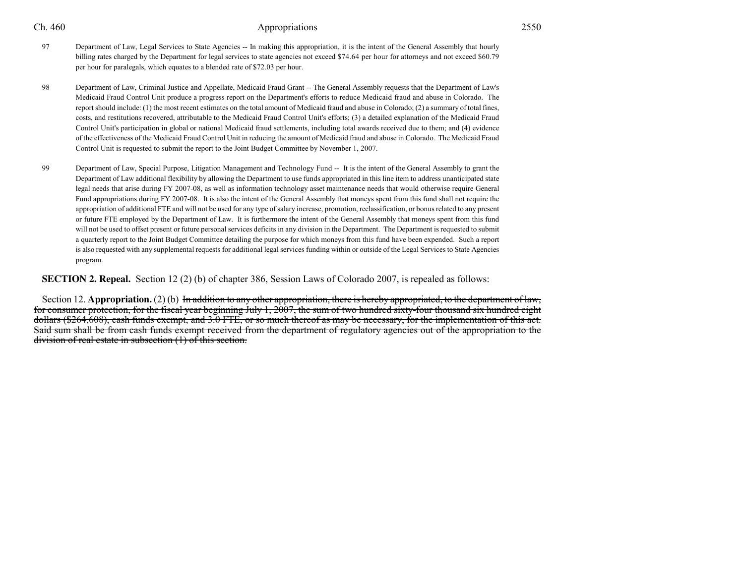97 Department of Law, Legal Services to State Agencies -- In making this appropriation, it is the intent of the General Assembly that hourly billing rates charged by the Department for legal services to state agencies not exceed $74.64 per hour for attorneys and not exceed $60.79 per hour for paralegals, which equates to a blended rate of $72.03 per hour.

98 Department of Law, Criminal Justice and Appellate, Medicaid Fraud Grant -- The General Assembly requests that the Department of Law's Medicaid Fraud Control Unit produce a progress report on the Department's efforts to reduce Medicaid fraud and abuse in Colorado. The report should include: (1) the most recent estimates on the total amount of Medicaid fraud and abuse in Colorado; (2) a summary of total fines, costs, and restitutions recovered, attributable to the Medicaid Fraud Control Unit's efforts; (3) a detailed explanation of the Medicaid Fraud Control Unit's participation in global or national Medicaid fraud settlements, including total awards received due to them; and (4) evidence of the effectiveness of the Medicaid Fraud Control Unit in reducing the amount of Medicaid fraud and abuse in Colorado. The Medicaid Fraud Control Unit is requested to submit the report to the Joint Budget Committee by November 1, 2007.

99 Department of Law, Special Purpose, Litigation Management and Technology Fund -- It is the intent of the General Assembly to grant the Department of Law additional flexibility by allowing the Department to use funds appropriated in this line item to address unanticipated state legal needs that arise during FY 2007-08, as well as information technology asset maintenance needs that would otherwise require General Fund appropriations during FY 2007-08. It is also the intent of the General Assembly that moneys spent from this fund shall not require the appropriation of additional FTE and will not be used for any type of salary increase, promotion, reclassification, or bonus related to any present or future FTE employed by the Department of Law. It is furthermore the intent of the General Assembly that moneys spent from this fund will not be used to offset present or future personal services deficits in any division in the Department. The Department is requested to submit a quarterly report to the Joint Budget Committee detailing the purpose for which moneys from this fund have been expended. Such a report is also requested with any supplemental requests for additional legal services funding within or outside of the Legal Services to State Agencies program.

**SECTION 2. Repeal.** Section 12 (2) (b) of chapter 386, Session Laws of Colorado 2007, is repealed as follows:

Section 12. **Appropriation.** (2) (b) ~~In addition to any other appropriation, there is hereby appropriated, to the department of law, for consumer protection, for the fiscal year beginning July 1, 2007, the sum of two hundred sixty-four thousand six hundred eight dollars ($264,608), cash funds exempt, and 3.0 FTE, or so much thereof as may be necessary, for the implementation of this act. Said sum shall be from cash funds exempt received from the department of regulatory agencies out of the appropriation to the division of real estate in subsection (1) of this section.~~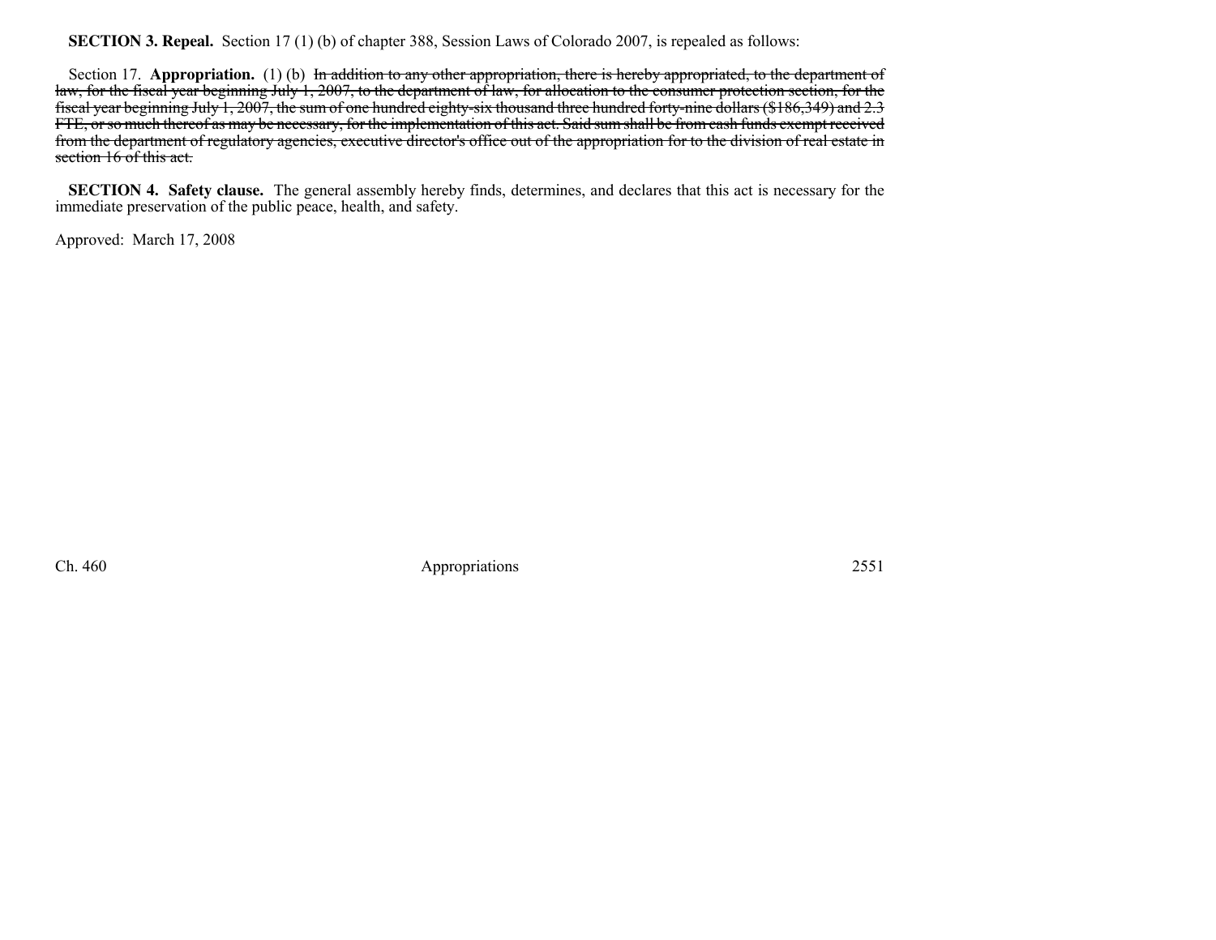**SECTION 3. Repeal.** Section 17 (1) (b) of chapter 388, Session Laws of Colorado 2007, is repealed as follows:

Section 17. **Appropriation.** (1) (b) ~~In addition to any other appropriation, there is hereby appropriated, to the department of law, for the fiscal year beginning July 1, 2007, to the department of law, for allocation to the consumer protection section, for the fiscal year beginning July 1, 2007, the sum of one hundred eighty-six thousand three hundred forty-nine dollars ($186,349) and 2.3 FTE, or so much thereof as may be necessary, for the implementation of this act. Said sum shall be from cash funds exempt received from the department of regulatory agencies, executive director's office out of the appropriation for to the division of real estate in section 16 of this act.~~

**SECTION 4. Safety clause.** The general assembly hereby finds, determines, and declares that this act is necessary for the immediate preservation of the public peace, health, and safety.

Approved: March 17, 2008